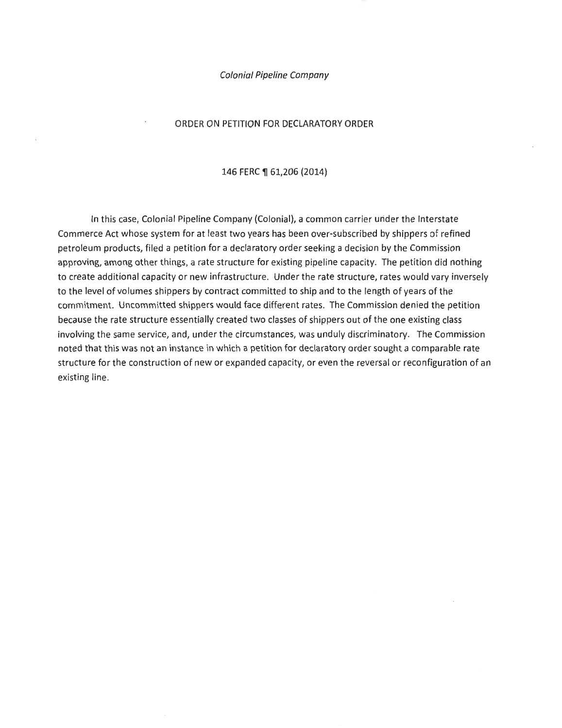*Colonial Pipeline Company*

ORDER ON PETITION FOR DECLARATORY ORDER

146 FERC ¶ 61,206 (2014)

In this case, Colonial Pipeline Company (Colonial), a common carrier under the Interstate Commerce Act whose system for at least two years has been over-subscribed by shippers of refined petroleum products, filed a petition for a declaratory order seeking a decision by the Commission approving, among other things, a rate structure for existing pipeline capacity. The petition did nothing to create additional capacity or new infrastructure. Under the rate structure, rates would vary inversely to the level of volumes shippers by contract committed to ship and to the length of years of the commitment. Uncommitted shippers would face different rates. The Commission denied the petition because the rate structure essentially created two classes of shippers out of the one existing class involving the same service, and, under the circumstances, was unduly discriminatory. The Commission noted that this was not an instance in which a petition for declaratory order sought a comparable rate structure for the construction of new or expanded capacity, or even the reversal or reconfiguration of an existing line.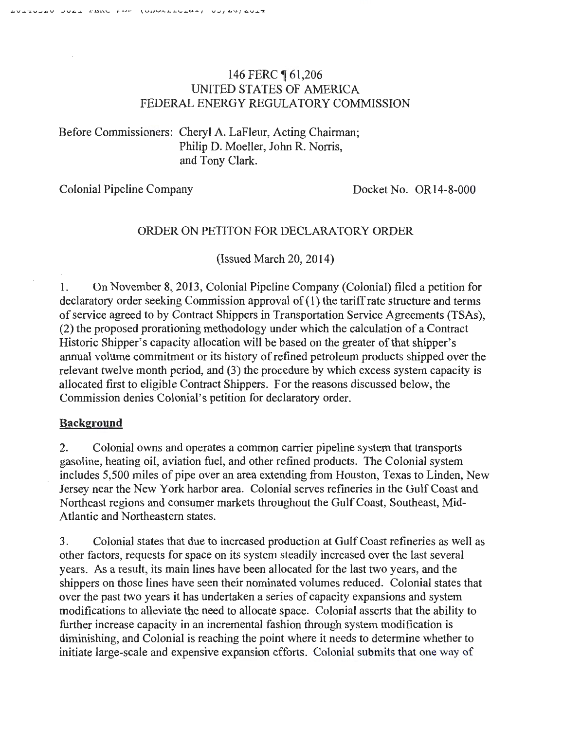146 FERC ¶ 61,206
UNITED STATES OF AMERICA
FEDERAL ENERGY REGULATORY COMMISSION

Before Commissioners: Cheryl A. LaFleur, Acting Chairman;
Philip D. Moeller, John R. Norris,
and Tony Clark.

Colonial Pipeline Company Docket No. OR14-8-000

ORDER ON PETITON FOR DECLARATORY ORDER

(Issued March 20, 2014)

1. On November 8, 2013, Colonial Pipeline Company (Colonial) filed a petition for declaratory order seeking Commission approval of (1) the tariff rate structure and terms of service agreed to by Contract Shippers in Transportation Service Agreements (TSAs), (2) the proposed prorationing methodology under which the calculation of a Contract Historic Shipper's capacity allocation will be based on the greater of that shipper's annual volume commitment or its history of refined petroleum products shipped over the relevant twelve month period, and (3) the procedure by which excess system capacity is allocated first to eligible Contract Shippers. For the reasons discussed below, the Commission denies Colonial's petition for declaratory order.

## Background

2. Colonial owns and operates a common carrier pipeline system that transports gasoline, heating oil, aviation fuel, and other refined products. The Colonial system includes 5,500 miles of pipe over an area extending from Houston, Texas to Linden, New Jersey near the New York harbor area. Colonial serves refineries in the Gulf Coast and Northeast regions and consumer markets throughout the Gulf Coast, Southeast, Mid-Atlantic and Northeastern states.

3. Colonial states that due to increased production at Gulf Coast refineries as well as other factors, requests for space on its system steadily increased over the last several years. As a result, its main lines have been allocated for the last two years, and the shippers on those lines have seen their nominated volumes reduced. Colonial states that over the past two years it has undertaken a series of capacity expansions and system modifications to alleviate the need to allocate space. Colonial asserts that the ability to further increase capacity in an incremental fashion through system modification is diminishing, and Colonial is reaching the point where it needs to determine whether to initiate large-scale and expensive expansion efforts. Colonial submits that one way of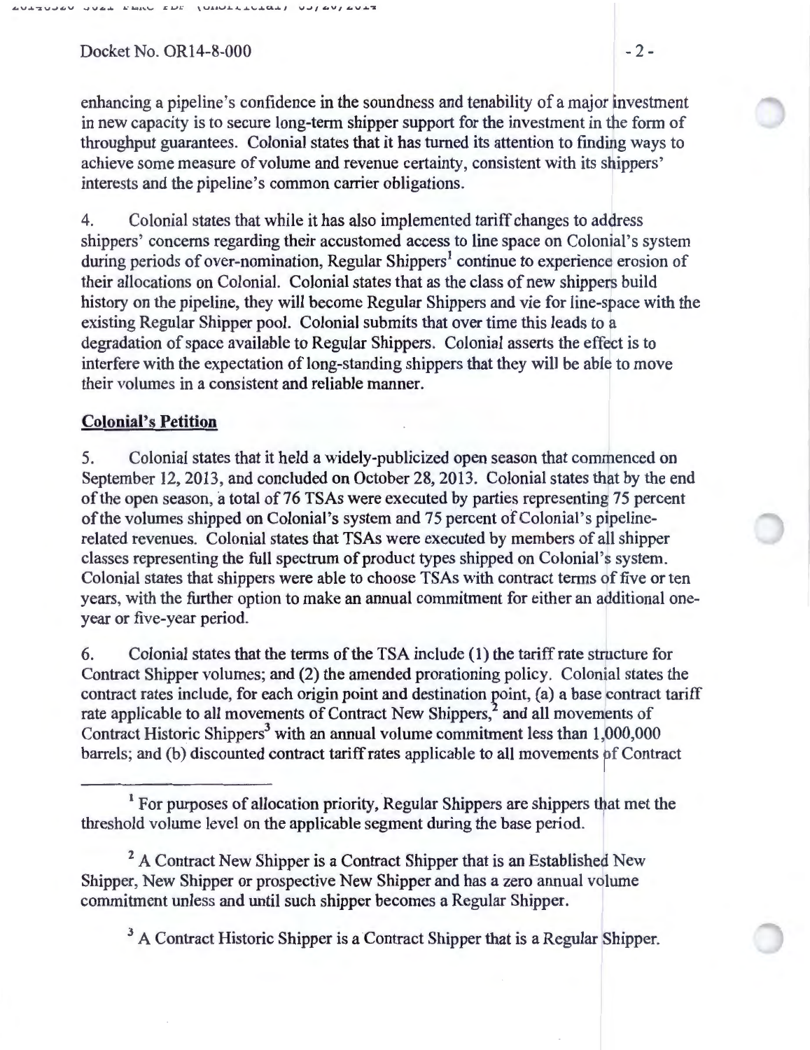enhancing a pipeline's confidence in the soundness and tenability of a major investment in new capacity is to secure long-term shipper support for the investment in the form of throughput guarantees. Colonial states that it has turned its attention to finding ways to achieve some measure of volume and revenue certainty, consistent with its shippers' interests and the pipeline's common carrier obligations.

4. Colonial states that while it has also implemented tariff changes to address shippers' concerns regarding their accustomed access to line space on Colonial's system during periods of over-nomination, Regular Shippers[1] continue to experience erosion of their allocations on Colonial. Colonial states that as the class of new shippers build history on the pipeline, they will become Regular Shippers and vie for line-space with the existing Regular Shipper pool. Colonial submits that over time this leads to a degradation of space available to Regular Shippers. Colonial asserts the effect is to interfere with the expectation of long-standing shippers that they will be able to move their volumes in a consistent and reliable manner.

**Colonial's Petition**

5. Colonial states that it held a widely-publicized open season that commenced on September 12, 2013, and concluded on October 28, 2013. Colonial states that by the end of the open season, a total of 76 TSAs were executed by parties representing 75 percent of the volumes shipped on Colonial's system and 75 percent of Colonial's pipeline-related revenues. Colonial states that TSAs were executed by members of all shipper classes representing the full spectrum of product types shipped on Colonial's system. Colonial states that shippers were able to choose TSAs with contract terms of five or ten years, with the further option to make an annual commitment for either an additional one-year or five-year period.

6. Colonial states that the terms of the TSA include (1) the tariff rate structure for Contract Shipper volumes; and (2) the amended prorationing policy. Colonial states the contract rates include, for each origin point and destination point, (a) a base contract tariff rate applicable to all movements of Contract New Shippers,[2] and all movements of Contract Historic Shippers[3] with an annual volume commitment less than 1,000,000 barrels; and (b) discounted contract tariff rates applicable to all movements of Contract

[1] For purposes of allocation priority, Regular Shippers are shippers that met the threshold volume level on the applicable segment during the base period.

[2] A Contract New Shipper is a Contract Shipper that is an Established New Shipper, New Shipper or prospective New Shipper and has a zero annual volume commitment unless and until such shipper becomes a Regular Shipper.

[3] A Contract Historic Shipper is a Contract Shipper that is a Regular Shipper.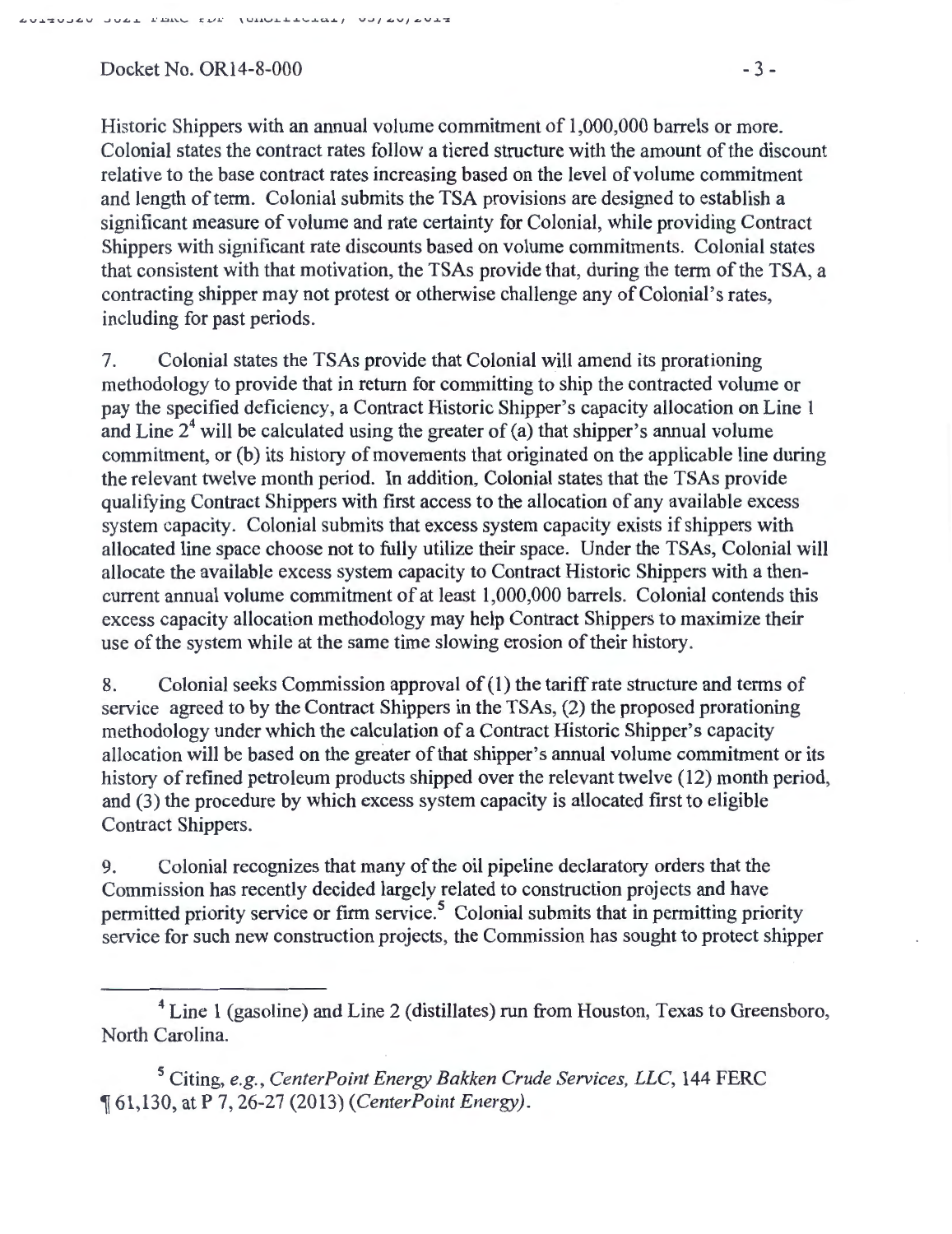Historic Shippers with an annual volume commitment of 1,000,000 barrels or more. Colonial states the contract rates follow a tiered structure with the amount of the discount relative to the base contract rates increasing based on the level of volume commitment and length of term. Colonial submits the TSA provisions are designed to establish a significant measure of volume and rate certainty for Colonial, while providing Contract Shippers with significant rate discounts based on volume commitments. Colonial states that consistent with that motivation, the TSAs provide that, during the term of the TSA, a contracting shipper may not protest or otherwise challenge any of Colonial's rates, including for past periods.

7. Colonial states the TSAs provide that Colonial will amend its prorationing methodology to provide that in return for committing to ship the contracted volume or pay the specified deficiency, a Contract Historic Shipper's capacity allocation on Line 1 and Line 2[4] will be calculated using the greater of (a) that shipper's annual volume commitment, or (b) its history of movements that originated on the applicable line during the relevant twelve month period. In addition, Colonial states that the TSAs provide qualifying Contract Shippers with first access to the allocation of any available excess system capacity. Colonial submits that excess system capacity exists if shippers with allocated line space choose not to fully utilize their space. Under the TSAs, Colonial will allocate the available excess system capacity to Contract Historic Shippers with a then-current annual volume commitment of at least 1,000,000 barrels. Colonial contends this excess capacity allocation methodology may help Contract Shippers to maximize their use of the system while at the same time slowing erosion of their history.

8. Colonial seeks Commission approval of (1) the tariff rate structure and terms of service agreed to by the Contract Shippers in the TSAs, (2) the proposed prorationing methodology under which the calculation of a Contract Historic Shipper's capacity allocation will be based on the greater of that shipper's annual volume commitment or its history of refined petroleum products shipped over the relevant twelve (12) month period, and (3) the procedure by which excess system capacity is allocated first to eligible Contract Shippers.

9. Colonial recognizes that many of the oil pipeline declaratory orders that the Commission has recently decided largely related to construction projects and have permitted priority service or firm service.[5] Colonial submits that in permitting priority service for such new construction projects, the Commission has sought to protect shipper

---

[4] Line 1 (gasoline) and Line 2 (distillates) run from Houston, Texas to Greensboro, North Carolina.

[5] Citing, *e.g.*, *CenterPoint Energy Bakken Crude Services, LLC*, 144 FERC ¶ 61,130, at P 7, 26-27 (2013) (*CenterPoint Energy*).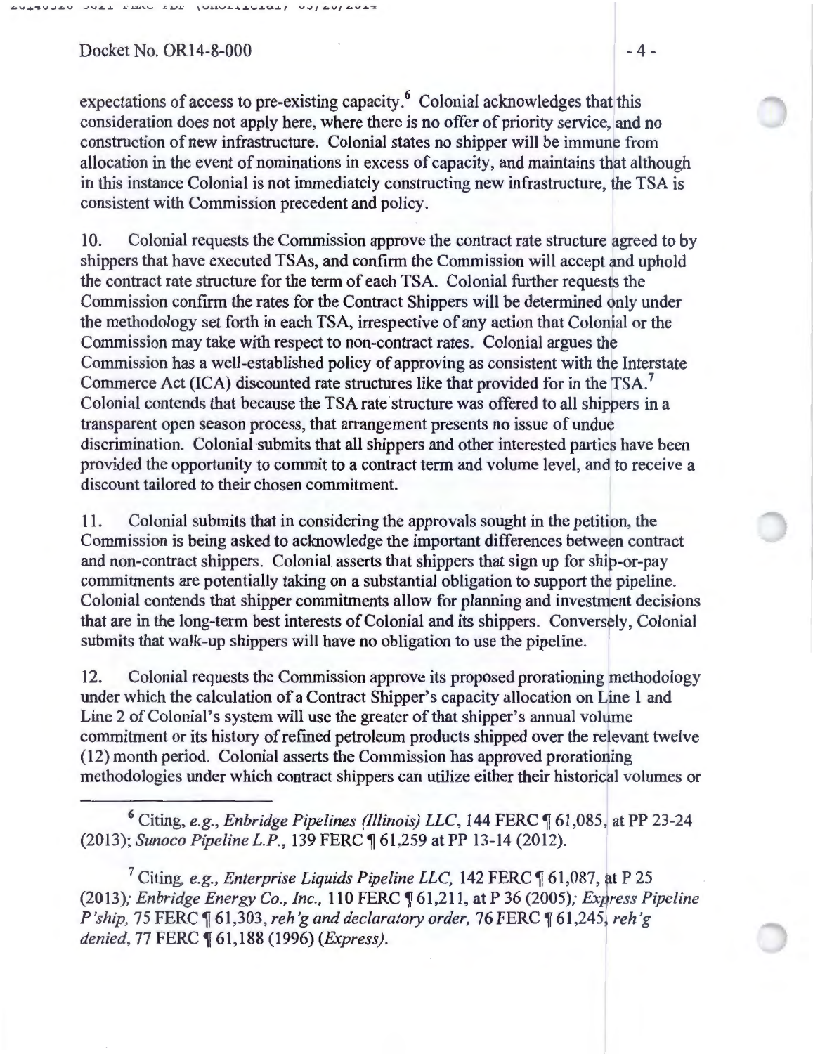expectations of access to pre-existing capacity.[6] Colonial acknowledges that this consideration does not apply here, where there is no offer of priority service, and no construction of new infrastructure. Colonial states no shipper will be immune from allocation in the event of nominations in excess of capacity, and maintains that although in this instance Colonial is not immediately constructing new infrastructure, the TSA is consistent with Commission precedent and policy.

10. Colonial requests the Commission approve the contract rate structure agreed to by shippers that have executed TSAs, and confirm the Commission will accept and uphold the contract rate structure for the term of each TSA. Colonial further requests the Commission confirm the rates for the Contract Shippers will be determined only under the methodology set forth in each TSA, irrespective of any action that Colonial or the Commission may take with respect to non-contract rates. Colonial argues the Commission has a well-established policy of approving as consistent with the Interstate Commerce Act (ICA) discounted rate structures like that provided for in the TSA.[7] Colonial contends that because the TSA rate structure was offered to all shippers in a transparent open season process, that arrangement presents no issue of undue discrimination. Colonial submits that all shippers and other interested parties have been provided the opportunity to commit to a contract term and volume level, and to receive a discount tailored to their chosen commitment.

11. Colonial submits that in considering the approvals sought in the petition, the Commission is being asked to acknowledge the important differences between contract and non-contract shippers. Colonial asserts that shippers that sign up for ship-or-pay commitments are potentially taking on a substantial obligation to support the pipeline. Colonial contends that shipper commitments allow for planning and investment decisions that are in the long-term best interests of Colonial and its shippers. Conversely, Colonial submits that walk-up shippers will have no obligation to use the pipeline.

12. Colonial requests the Commission approve its proposed prorationing methodology under which the calculation of a Contract Shipper's capacity allocation on Line 1 and Line 2 of Colonial's system will use the greater of that shipper's annual volume commitment or its history of refined petroleum products shipped over the relevant twelve (12) month period. Colonial asserts the Commission has approved prorationing methodologies under which contract shippers can utilize either their historical volumes or

---

[6] Citing, *e.g.*, *Enbridge Pipelines (Illinois) LLC*, 144 FERC ¶ 61,085, at PP 23-24 (2013); *Sunoco Pipeline L.P.*, 139 FERC ¶ 61,259 at PP 13-14 (2012).

[7] Citing, *e.g.*, *Enterprise Liquids Pipeline LLC*, 142 FERC ¶ 61,087, at P 25 (2013); *Enbridge Energy Co., Inc.*, 110 FERC ¶ 61,211, at P 36 (2005); *Express Pipeline P'ship*, 75 FERC ¶ 61,303, *reh'g and declaratory order*, 76 FERC ¶ 61,245, *reh'g denied*, 77 FERC ¶ 61,188 (1996) (*Express*).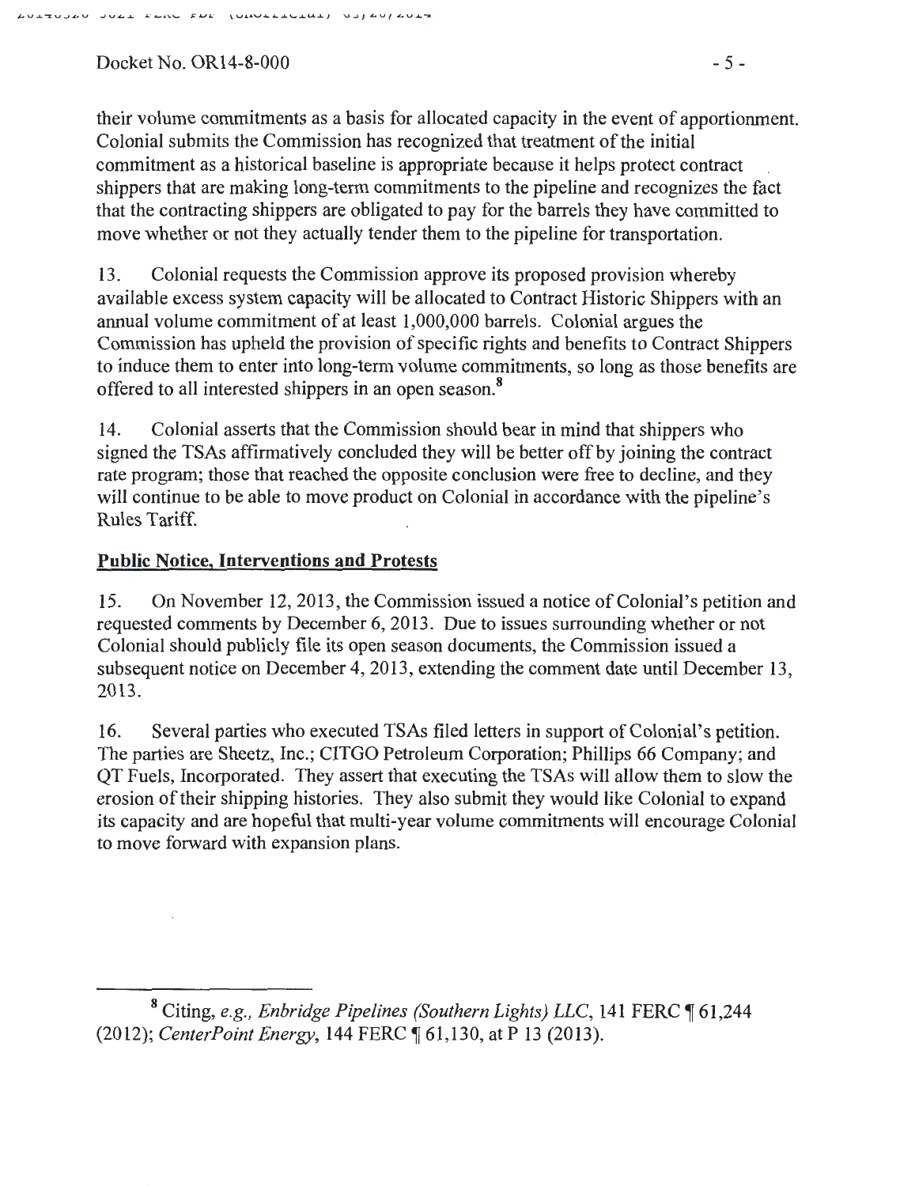their volume commitments as a basis for allocated capacity in the event of apportionment. Colonial submits the Commission has recognized that treatment of the initial commitment as a historical baseline is appropriate because it helps protect contract shippers that are making long-term commitments to the pipeline and recognizes the fact that the contracting shippers are obligated to pay for the barrels they have committed to move whether or not they actually tender them to the pipeline for transportation.

13. Colonial requests the Commission approve its proposed provision whereby available excess system capacity will be allocated to Contract Historic Shippers with an annual volume commitment of at least 1,000,000 barrels. Colonial argues the Commission has upheld the provision of specific rights and benefits to Contract Shippers to induce them to enter into long-term volume commitments, so long as those benefits are offered to all interested shippers in an open season.[8]

14. Colonial asserts that the Commission should bear in mind that shippers who signed the TSAs affirmatively concluded they will be better off by joining the contract rate program; those that reached the opposite conclusion were free to decline, and they will continue to be able to move product on Colonial in accordance with the pipeline's Rules Tariff.

## Public Notice, Interventions and Protests

15. On November 12, 2013, the Commission issued a notice of Colonial's petition and requested comments by December 6, 2013. Due to issues surrounding whether or not Colonial should publicly file its open season documents, the Commission issued a subsequent notice on December 4, 2013, extending the comment date until December 13, 2013.

16. Several parties who executed TSAs filed letters in support of Colonial's petition. The parties are Sheetz, Inc.; CITGO Petroleum Corporation; Phillips 66 Company; and QT Fuels, Incorporated. They assert that executing the TSAs will allow them to slow the erosion of their shipping histories. They also submit they would like Colonial to expand its capacity and are hopeful that multi-year volume commitments will encourage Colonial to move forward with expansion plans.

---

[8] Citing, *e.g.*, *Enbridge Pipelines (Southern Lights) LLC*, 141 FERC ¶ 61,244 (2012); *CenterPoint Energy*, 144 FERC ¶ 61,130, at P 13 (2013).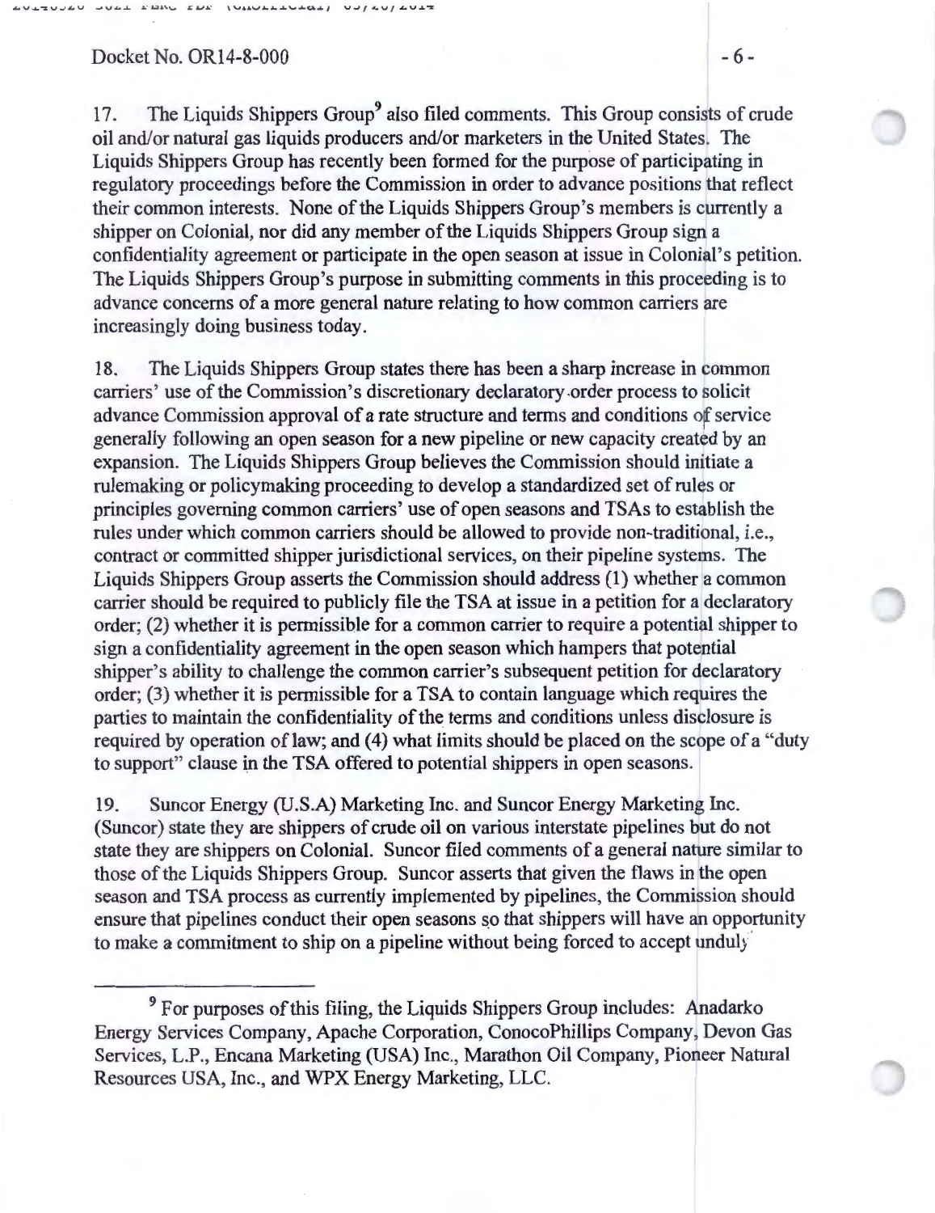17. The Liquids Shippers Group[9] also filed comments. This Group consists of crude oil and/or natural gas liquids producers and/or marketers in the United States. The Liquids Shippers Group has recently been formed for the purpose of participating in regulatory proceedings before the Commission in order to advance positions that reflect their common interests. None of the Liquids Shippers Group's members is currently a shipper on Colonial, nor did any member of the Liquids Shippers Group sign a confidentiality agreement or participate in the open season at issue in Colonial's petition. The Liquids Shippers Group's purpose in submitting comments in this proceeding is to advance concerns of a more general nature relating to how common carriers are increasingly doing business today.

18. The Liquids Shippers Group states there has been a sharp increase in common carriers' use of the Commission's discretionary declaratory order process to solicit advance Commission approval of a rate structure and terms and conditions of service generally following an open season for a new pipeline or new capacity created by an expansion. The Liquids Shippers Group believes the Commission should initiate a rulemaking or policymaking proceeding to develop a standardized set of rules or principles governing common carriers' use of open seasons and TSAs to establish the rules under which common carriers should be allowed to provide non-traditional, i.e., contract or committed shipper jurisdictional services, on their pipeline systems. The Liquids Shippers Group asserts the Commission should address (1) whether a common carrier should be required to publicly file the TSA at issue in a petition for a declaratory order; (2) whether it is permissible for a common carrier to require a potential shipper to sign a confidentiality agreement in the open season which hampers that potential shipper's ability to challenge the common carrier's subsequent petition for declaratory order; (3) whether it is permissible for a TSA to contain language which requires the parties to maintain the confidentiality of the terms and conditions unless disclosure is required by operation of law; and (4) what limits should be placed on the scope of a "duty to support" clause in the TSA offered to potential shippers in open seasons.

19. Suncor Energy (U.S.A) Marketing Inc. and Suncor Energy Marketing Inc. (Suncor) state they are shippers of crude oil on various interstate pipelines but do not state they are shippers on Colonial. Suncor filed comments of a general nature similar to those of the Liquids Shippers Group. Suncor asserts that given the flaws in the open season and TSA process as currently implemented by pipelines, the Commission should ensure that pipelines conduct their open seasons so that shippers will have an opportunity to make a commitment to ship on a pipeline without being forced to accept unduly

[9] For purposes of this filing, the Liquids Shippers Group includes: Anadarko Energy Services Company, Apache Corporation, ConocoPhillips Company, Devon Gas Services, L.P., Encana Marketing (USA) Inc., Marathon Oil Company, Pioneer Natural Resources USA, Inc., and WPX Energy Marketing, LLC.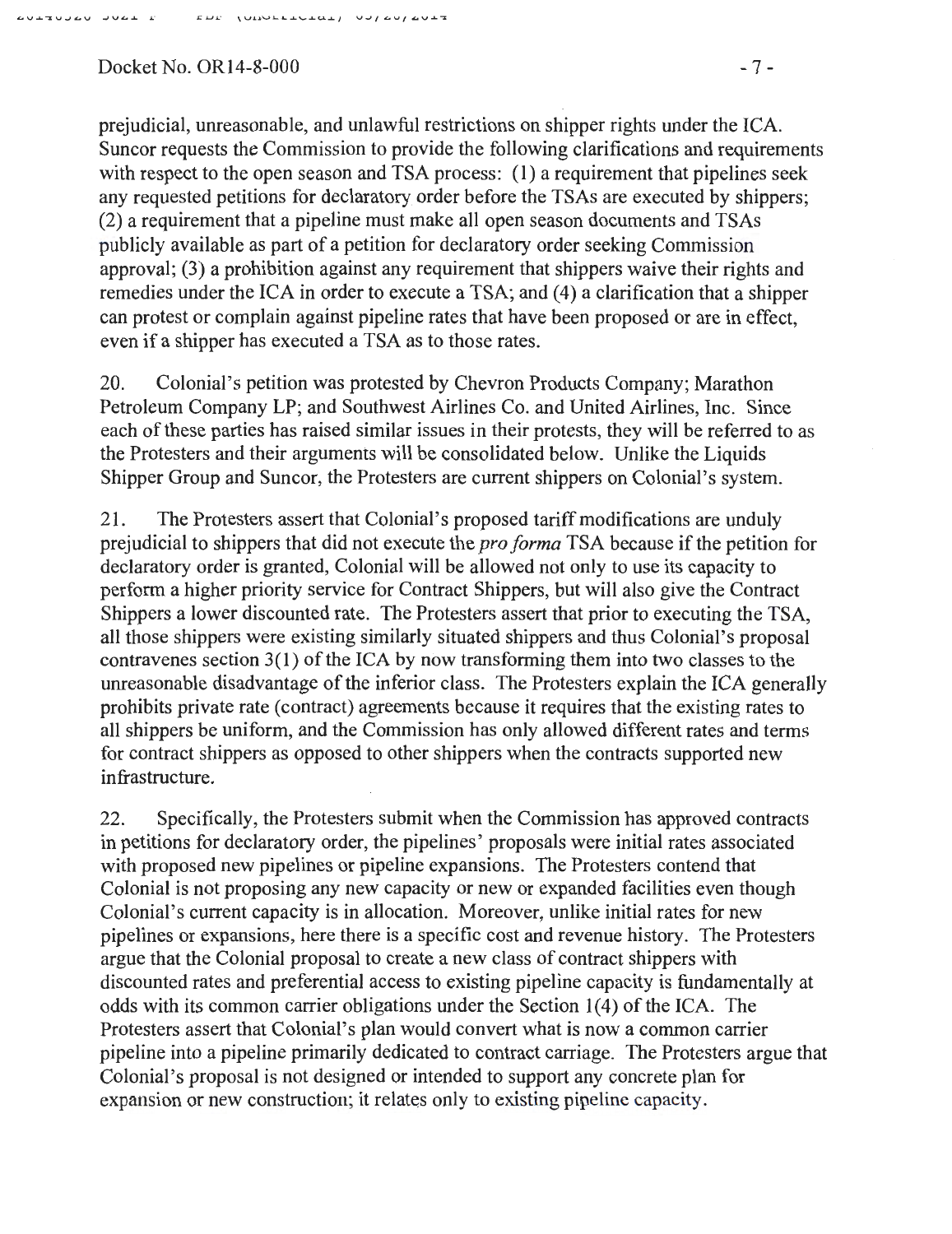prejudicial, unreasonable, and unlawful restrictions on shipper rights under the ICA. Suncor requests the Commission to provide the following clarifications and requirements with respect to the open season and TSA process: (1) a requirement that pipelines seek any requested petitions for declaratory order before the TSAs are executed by shippers; (2) a requirement that a pipeline must make all open season documents and TSAs publicly available as part of a petition for declaratory order seeking Commission approval; (3) a prohibition against any requirement that shippers waive their rights and remedies under the ICA in order to execute a TSA; and (4) a clarification that a shipper can protest or complain against pipeline rates that have been proposed or are in effect, even if a shipper has executed a TSA as to those rates.

20. Colonial's petition was protested by Chevron Products Company; Marathon Petroleum Company LP; and Southwest Airlines Co. and United Airlines, Inc. Since each of these parties has raised similar issues in their protests, they will be referred to as the Protesters and their arguments will be consolidated below. Unlike the Liquids Shipper Group and Suncor, the Protesters are current shippers on Colonial's system.

21. The Protesters assert that Colonial's proposed tariff modifications are unduly prejudicial to shippers that did not execute the *pro forma* TSA because if the petition for declaratory order is granted, Colonial will be allowed not only to use its capacity to perform a higher priority service for Contract Shippers, but will also give the Contract Shippers a lower discounted rate. The Protesters assert that prior to executing the TSA, all those shippers were existing similarly situated shippers and thus Colonial's proposal contravenes section 3(1) of the ICA by now transforming them into two classes to the unreasonable disadvantage of the inferior class. The Protesters explain the ICA generally prohibits private rate (contract) agreements because it requires that the existing rates to all shippers be uniform, and the Commission has only allowed different rates and terms for contract shippers as opposed to other shippers when the contracts supported new infrastructure.

22. Specifically, the Protesters submit when the Commission has approved contracts in petitions for declaratory order, the pipelines' proposals were initial rates associated with proposed new pipelines or pipeline expansions. The Protesters contend that Colonial is not proposing any new capacity or new or expanded facilities even though Colonial's current capacity is in allocation. Moreover, unlike initial rates for new pipelines or expansions, here there is a specific cost and revenue history. The Protesters argue that the Colonial proposal to create a new class of contract shippers with discounted rates and preferential access to existing pipeline capacity is fundamentally at odds with its common carrier obligations under the Section 1(4) of the ICA. The Protesters assert that Colonial's plan would convert what is now a common carrier pipeline into a pipeline primarily dedicated to contract carriage. The Protesters argue that Colonial's proposal is not designed or intended to support any concrete plan for expansion or new construction; it relates only to existing pipeline capacity.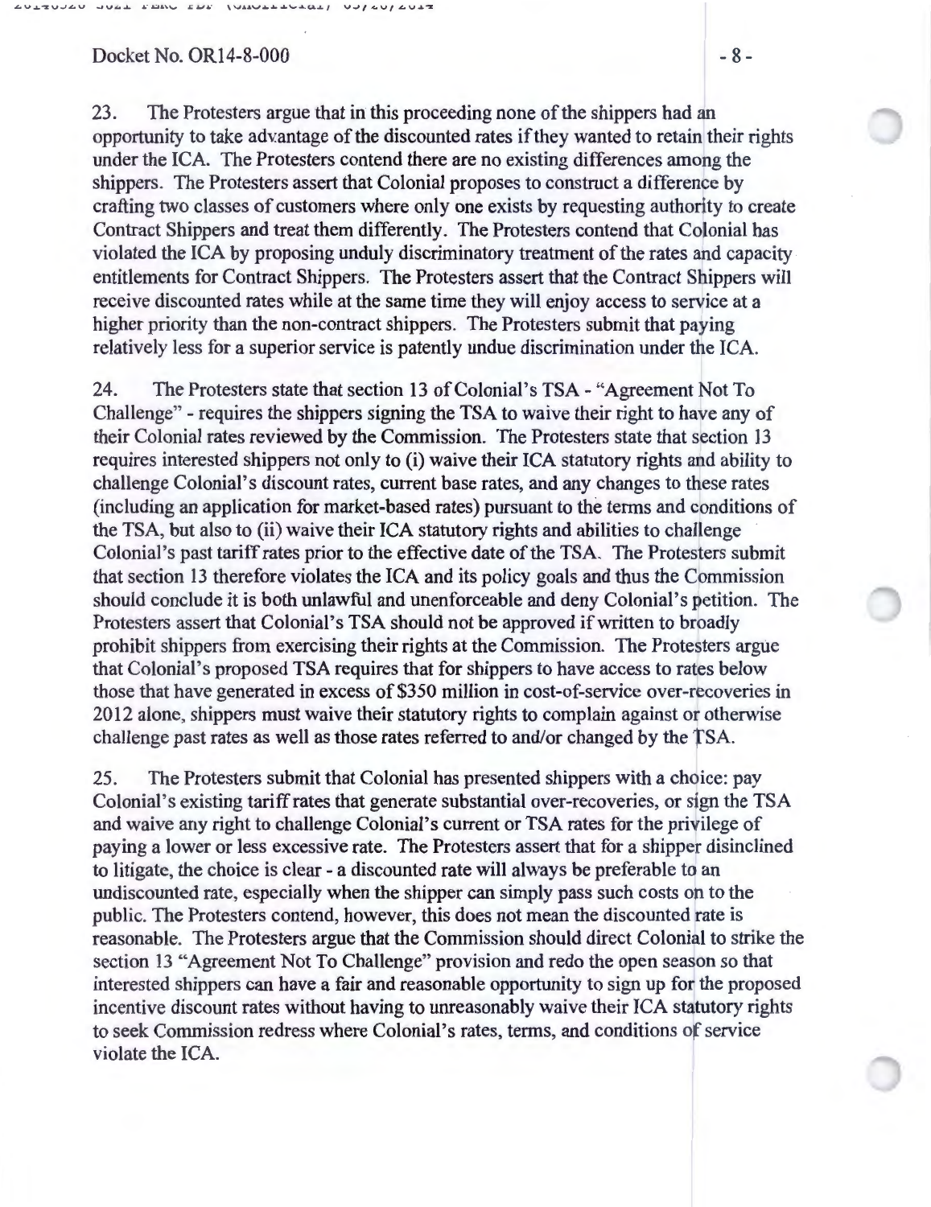23. The Protesters argue that in this proceeding none of the shippers had an opportunity to take advantage of the discounted rates if they wanted to retain their rights under the ICA. The Protesters contend there are no existing differences among the shippers. The Protesters assert that Colonial proposes to construct a difference by crafting two classes of customers where only one exists by requesting authority to create Contract Shippers and treat them differently. The Protesters contend that Colonial has violated the ICA by proposing unduly discriminatory treatment of the rates and capacity entitlements for Contract Shippers. The Protesters assert that the Contract Shippers will receive discounted rates while at the same time they will enjoy access to service at a higher priority than the non-contract shippers. The Protesters submit that paying relatively less for a superior service is patently undue discrimination under the ICA.

24. The Protesters state that section 13 of Colonial's TSA - "Agreement Not To Challenge" - requires the shippers signing the TSA to waive their right to have any of their Colonial rates reviewed by the Commission. The Protesters state that section 13 requires interested shippers not only to (i) waive their ICA statutory rights and ability to challenge Colonial's discount rates, current base rates, and any changes to these rates (including an application for market-based rates) pursuant to the terms and conditions of the TSA, but also to (ii) waive their ICA statutory rights and abilities to challenge Colonial's past tariff rates prior to the effective date of the TSA. The Protesters submit that section 13 therefore violates the ICA and its policy goals and thus the Commission should conclude it is both unlawful and unenforceable and deny Colonial's petition. The Protesters assert that Colonial's TSA should not be approved if written to broadly prohibit shippers from exercising their rights at the Commission. The Protesters argue that Colonial's proposed TSA requires that for shippers to have access to rates below those that have generated in excess of $350 million in cost-of-service over-recoveries in 2012 alone, shippers must waive their statutory rights to complain against or otherwise challenge past rates as well as those rates referred to and/or changed by the TSA.

25. The Protesters submit that Colonial has presented shippers with a choice: pay Colonial's existing tariff rates that generate substantial over-recoveries, or sign the TSA and waive any right to challenge Colonial's current or TSA rates for the privilege of paying a lower or less excessive rate. The Protesters assert that for a shipper disinclined to litigate, the choice is clear - a discounted rate will always be preferable to an undiscounted rate, especially when the shipper can simply pass such costs on to the public. The Protesters contend, however, this does not mean the discounted rate is reasonable. The Protesters argue that the Commission should direct Colonial to strike the section 13 "Agreement Not To Challenge" provision and redo the open season so that interested shippers can have a fair and reasonable opportunity to sign up for the proposed incentive discount rates without having to unreasonably waive their ICA statutory rights to seek Commission redress where Colonial's rates, terms, and conditions of service violate the ICA.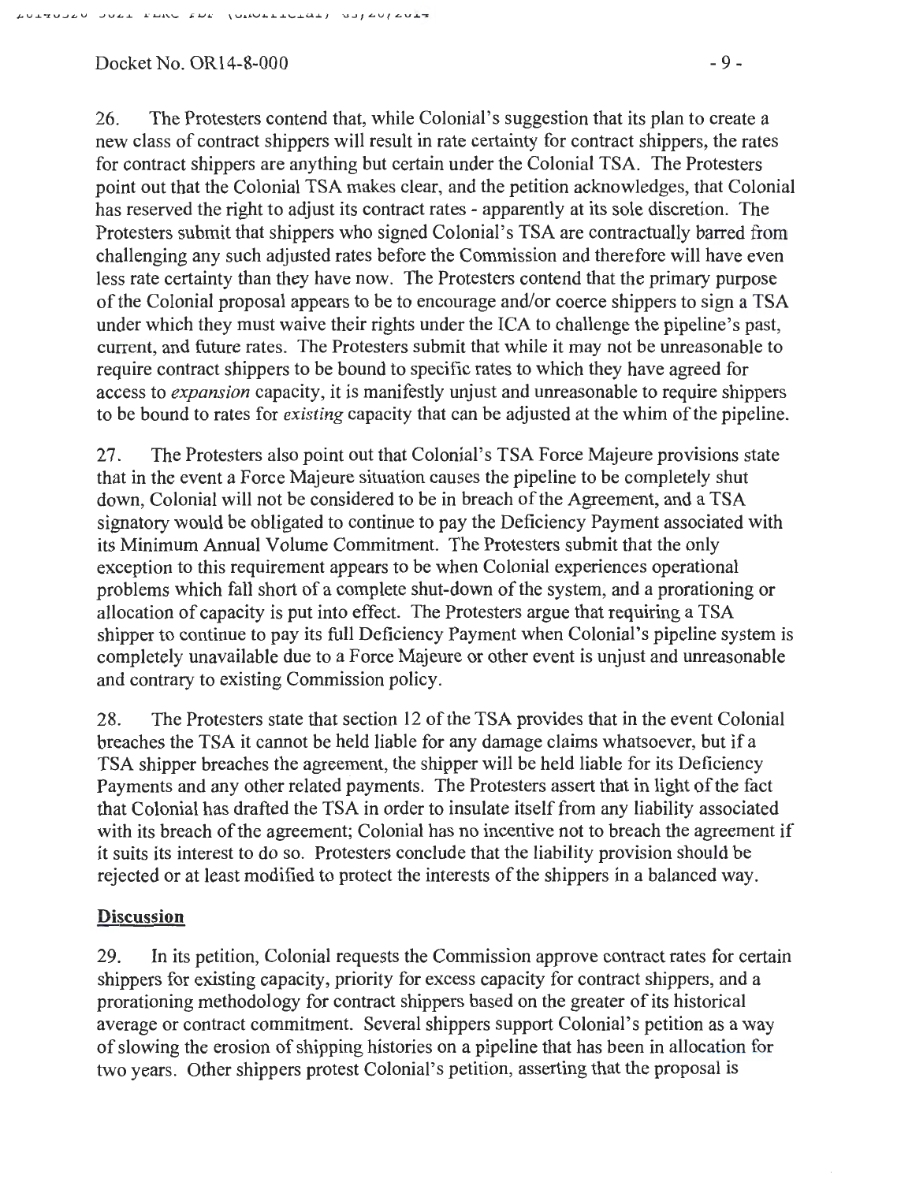26. The Protesters contend that, while Colonial's suggestion that its plan to create a new class of contract shippers will result in rate certainty for contract shippers, the rates for contract shippers are anything but certain under the Colonial TSA. The Protesters point out that the Colonial TSA makes clear, and the petition acknowledges, that Colonial has reserved the right to adjust its contract rates - apparently at its sole discretion. The Protesters submit that shippers who signed Colonial's TSA are contractually barred from challenging any such adjusted rates before the Commission and therefore will have even less rate certainty than they have now. The Protesters contend that the primary purpose of the Colonial proposal appears to be to encourage and/or coerce shippers to sign a TSA under which they must waive their rights under the ICA to challenge the pipeline's past, current, and future rates. The Protesters submit that while it may not be unreasonable to require contract shippers to be bound to specific rates to which they have agreed for access to *expansion* capacity, it is manifestly unjust and unreasonable to require shippers to be bound to rates for *existing* capacity that can be adjusted at the whim of the pipeline.

27. The Protesters also point out that Colonial's TSA Force Majeure provisions state that in the event a Force Majeure situation causes the pipeline to be completely shut down, Colonial will not be considered to be in breach of the Agreement, and a TSA signatory would be obligated to continue to pay the Deficiency Payment associated with its Minimum Annual Volume Commitment. The Protesters submit that the only exception to this requirement appears to be when Colonial experiences operational problems which fall short of a complete shut-down of the system, and a prorationing or allocation of capacity is put into effect. The Protesters argue that requiring a TSA shipper to continue to pay its full Deficiency Payment when Colonial's pipeline system is completely unavailable due to a Force Majeure or other event is unjust and unreasonable and contrary to existing Commission policy.

28. The Protesters state that section 12 of the TSA provides that in the event Colonial breaches the TSA it cannot be held liable for any damage claims whatsoever, but if a TSA shipper breaches the agreement, the shipper will be held liable for its Deficiency Payments and any other related payments. The Protesters assert that in light of the fact that Colonial has drafted the TSA in order to insulate itself from any liability associated with its breach of the agreement; Colonial has no incentive not to breach the agreement if it suits its interest to do so. Protesters conclude that the liability provision should be rejected or at least modified to protect the interests of the shippers in a balanced way.

## Discussion

29. In its petition, Colonial requests the Commission approve contract rates for certain shippers for existing capacity, priority for excess capacity for contract shippers, and a prorationing methodology for contract shippers based on the greater of its historical average or contract commitment. Several shippers support Colonial's petition as a way of slowing the erosion of shipping histories on a pipeline that has been in allocation for two years. Other shippers protest Colonial's petition, asserting that the proposal is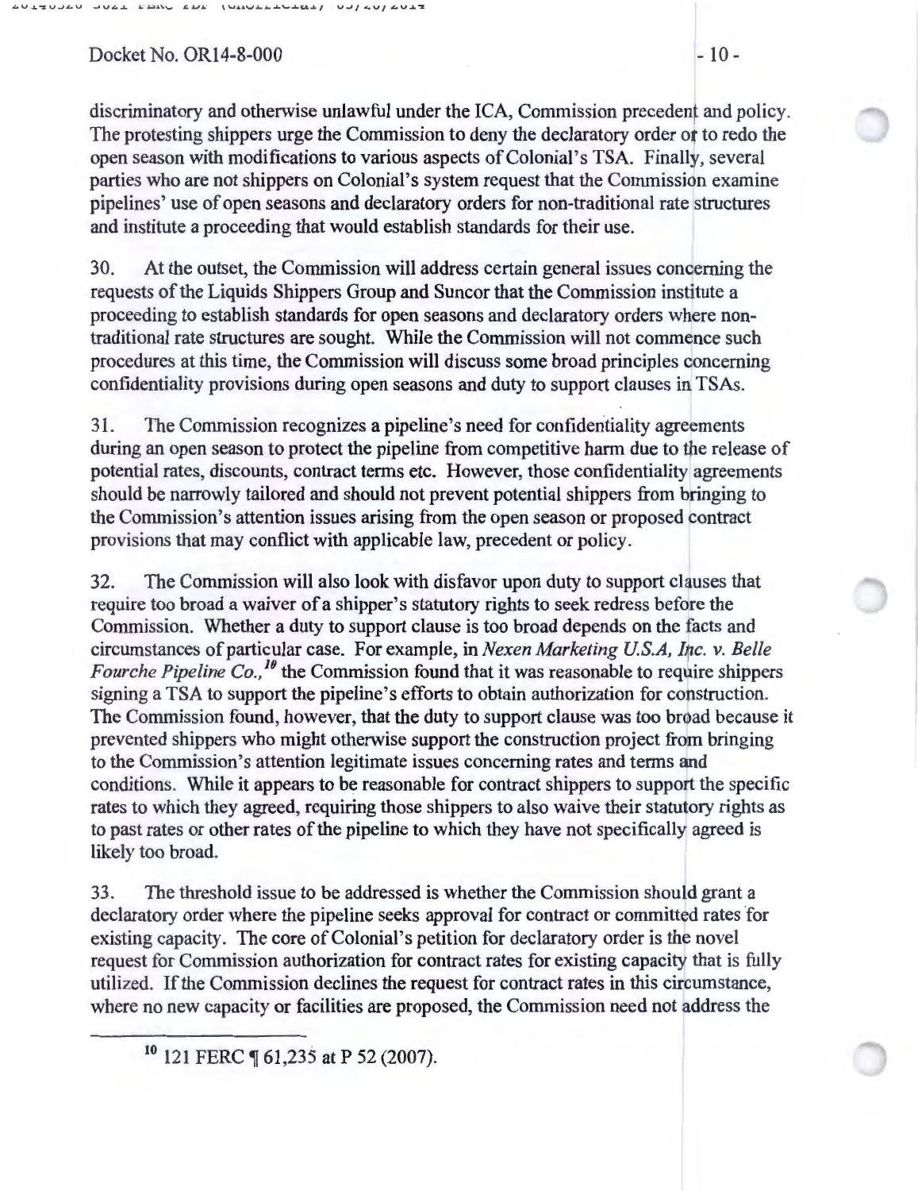discriminatory and otherwise unlawful under the ICA, Commission precedent and policy. The protesting shippers urge the Commission to deny the declaratory order or to redo the open season with modifications to various aspects of Colonial's TSA. Finally, several parties who are not shippers on Colonial's system request that the Commission examine pipelines' use of open seasons and declaratory orders for non-traditional rate structures and institute a proceeding that would establish standards for their use.

30. At the outset, the Commission will address certain general issues concerning the requests of the Liquids Shippers Group and Suncor that the Commission institute a proceeding to establish standards for open seasons and declaratory orders where non-traditional rate structures are sought. While the Commission will not commence such procedures at this time, the Commission will discuss some broad principles concerning confidentiality provisions during open seasons and duty to support clauses in TSAs.

31. The Commission recognizes a pipeline's need for confidentiality agreements during an open season to protect the pipeline from competitive harm due to the release of potential rates, discounts, contract terms etc. However, those confidentiality agreements should be narrowly tailored and should not prevent potential shippers from bringing to the Commission's attention issues arising from the open season or proposed contract provisions that may conflict with applicable law, precedent or policy.

32. The Commission will also look with disfavor upon duty to support clauses that require too broad a waiver of a shipper's statutory rights to seek redress before the Commission. Whether a duty to support clause is too broad depends on the facts and circumstances of particular case. For example, in *Nexen Marketing U.S.A, Inc. v. Belle Fourche Pipeline Co.*,[10] the Commission found that it was reasonable to require shippers signing a TSA to support the pipeline's efforts to obtain authorization for construction. The Commission found, however, that the duty to support clause was too broad because it prevented shippers who might otherwise support the construction project from bringing to the Commission's attention legitimate issues concerning rates and terms and conditions. While it appears to be reasonable for contract shippers to support the specific rates to which they agreed, requiring those shippers to also waive their statutory rights as to past rates or other rates of the pipeline to which they have not specifically agreed is likely too broad.

33. The threshold issue to be addressed is whether the Commission should grant a declaratory order where the pipeline seeks approval for contract or committed rates for existing capacity. The core of Colonial's petition for declaratory order is the novel request for Commission authorization for contract rates for existing capacity that is fully utilized. If the Commission declines the request for contract rates in this circumstance, where no new capacity or facilities are proposed, the Commission need not address the

---

[10] 121 FERC ¶ 61,235 at P 52 (2007).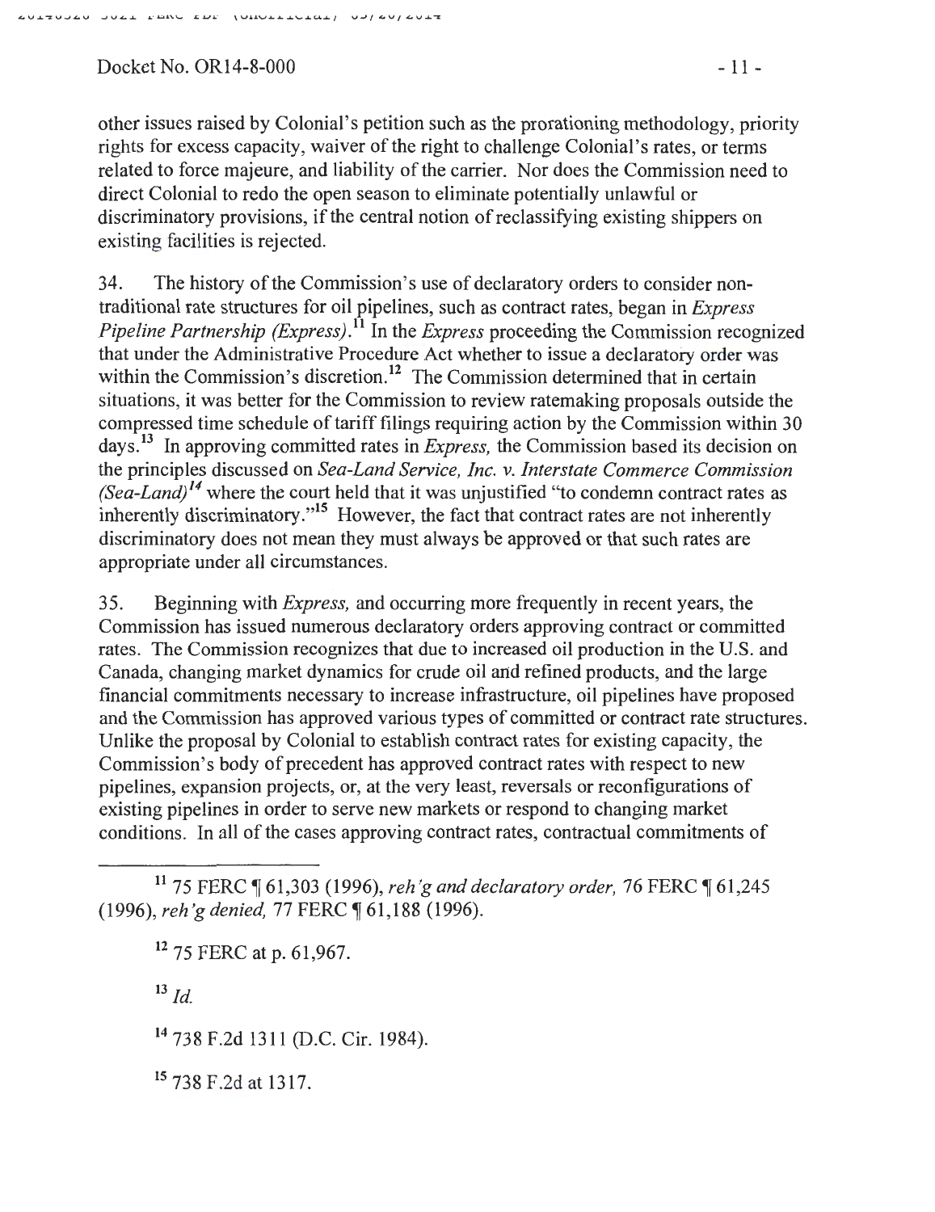other issues raised by Colonial's petition such as the prorationing methodology, priority rights for excess capacity, waiver of the right to challenge Colonial's rates, or terms related to force majeure, and liability of the carrier. Nor does the Commission need to direct Colonial to redo the open season to eliminate potentially unlawful or discriminatory provisions, if the central notion of reclassifying existing shippers on existing facilities is rejected.

34. The history of the Commission's use of declaratory orders to consider non-traditional rate structures for oil pipelines, such as contract rates, began in *Express Pipeline Partnership (Express)*.[11] In the *Express* proceeding the Commission recognized that under the Administrative Procedure Act whether to issue a declaratory order was within the Commission's discretion.[12] The Commission determined that in certain situations, it was better for the Commission to review ratemaking proposals outside the compressed time schedule of tariff filings requiring action by the Commission within 30 days.[13] In approving committed rates in *Express,* the Commission based its decision on the principles discussed on *Sea-Land Service, Inc. v. Interstate Commerce Commission (Sea-Land)*[14] where the court held that it was unjustified "to condemn contract rates as inherently discriminatory."[15] However, the fact that contract rates are not inherently discriminatory does not mean they must always be approved or that such rates are appropriate under all circumstances.

35. Beginning with *Express,* and occurring more frequently in recent years, the Commission has issued numerous declaratory orders approving contract or committed rates. The Commission recognizes that due to increased oil production in the U.S. and Canada, changing market dynamics for crude oil and refined products, and the large financial commitments necessary to increase infrastructure, oil pipelines have proposed and the Commission has approved various types of committed or contract rate structures. Unlike the proposal by Colonial to establish contract rates for existing capacity, the Commission's body of precedent has approved contract rates with respect to new pipelines, expansion projects, or, at the very least, reversals or reconfigurations of existing pipelines in order to serve new markets or respond to changing market conditions. In all of the cases approving contract rates, contractual commitments of

---

[11] 75 FERC ¶ 61,303 (1996), *reh'g and declaratory order,* 76 FERC ¶ 61,245 (1996), *reh'g denied,* 77 FERC ¶ 61,188 (1996).

[12] 75 FERC at p. 61,967.

[13] *Id.*

[14] 738 F.2d 1311 (D.C. Cir. 1984).

[15] 738 F.2d at 1317.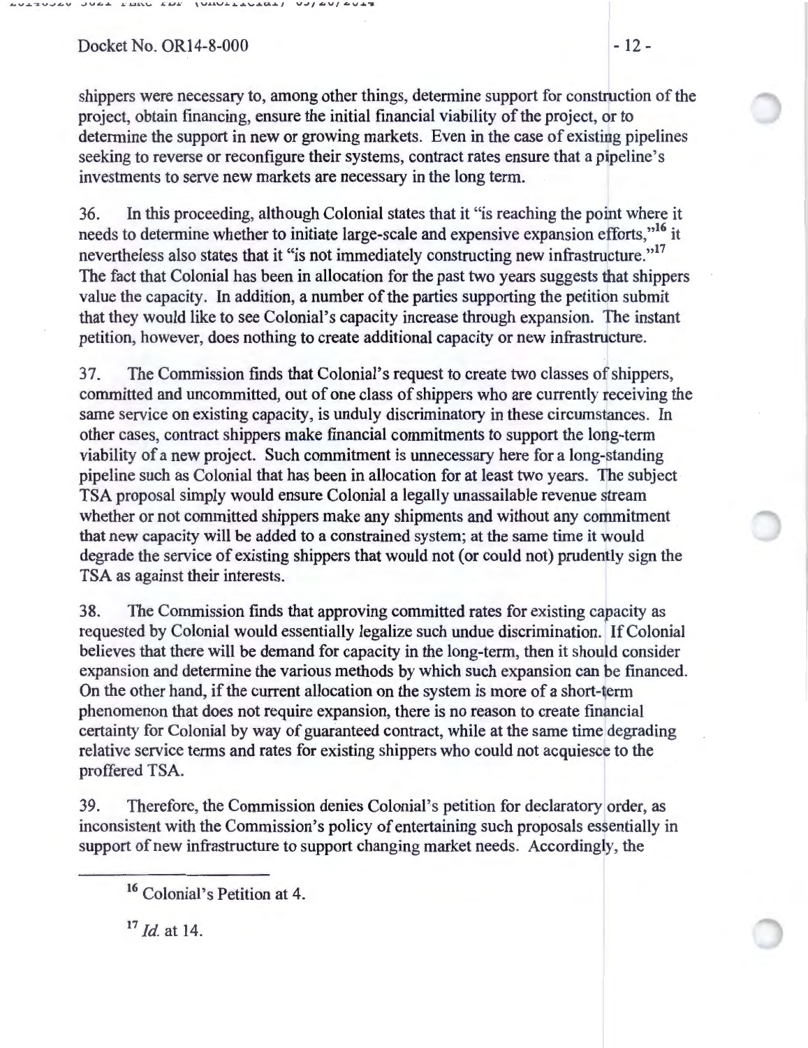shippers were necessary to, among other things, determine support for construction of the project, obtain financing, ensure the initial financial viability of the project, or to determine the support in new or growing markets. Even in the case of existing pipelines seeking to reverse or reconfigure their systems, contract rates ensure that a pipeline's investments to serve new markets are necessary in the long term.

36. In this proceeding, although Colonial states that it "is reaching the point where it needs to determine whether to initiate large-scale and expensive expansion efforts,"[16] it nevertheless also states that it "is not immediately constructing new infrastructure."[17] The fact that Colonial has been in allocation for the past two years suggests that shippers value the capacity. In addition, a number of the parties supporting the petition submit that they would like to see Colonial's capacity increase through expansion. The instant petition, however, does nothing to create additional capacity or new infrastructure.

37. The Commission finds that Colonial's request to create two classes of shippers, committed and uncommitted, out of one class of shippers who are currently receiving the same service on existing capacity, is unduly discriminatory in these circumstances. In other cases, contract shippers make financial commitments to support the long-term viability of a new project. Such commitment is unnecessary here for a long-standing pipeline such as Colonial that has been in allocation for at least two years. The subject TSA proposal simply would ensure Colonial a legally unassailable revenue stream whether or not committed shippers make any shipments and without any commitment that new capacity will be added to a constrained system; at the same time it would degrade the service of existing shippers that would not (or could not) prudently sign the TSA as against their interests.

38. The Commission finds that approving committed rates for existing capacity as requested by Colonial would essentially legalize such undue discrimination. If Colonial believes that there will be demand for capacity in the long-term, then it should consider expansion and determine the various methods by which such expansion can be financed. On the other hand, if the current allocation on the system is more of a short-term phenomenon that does not require expansion, there is no reason to create financial certainty for Colonial by way of guaranteed contract, while at the same time degrading relative service terms and rates for existing shippers who could not acquiesce to the proffered TSA.

39. Therefore, the Commission denies Colonial's petition for declaratory order, as inconsistent with the Commission's policy of entertaining such proposals essentially in support of new infrastructure to support changing market needs. Accordingly, the

---

[16] Colonial's Petition at 4.

[17] *Id.* at 14.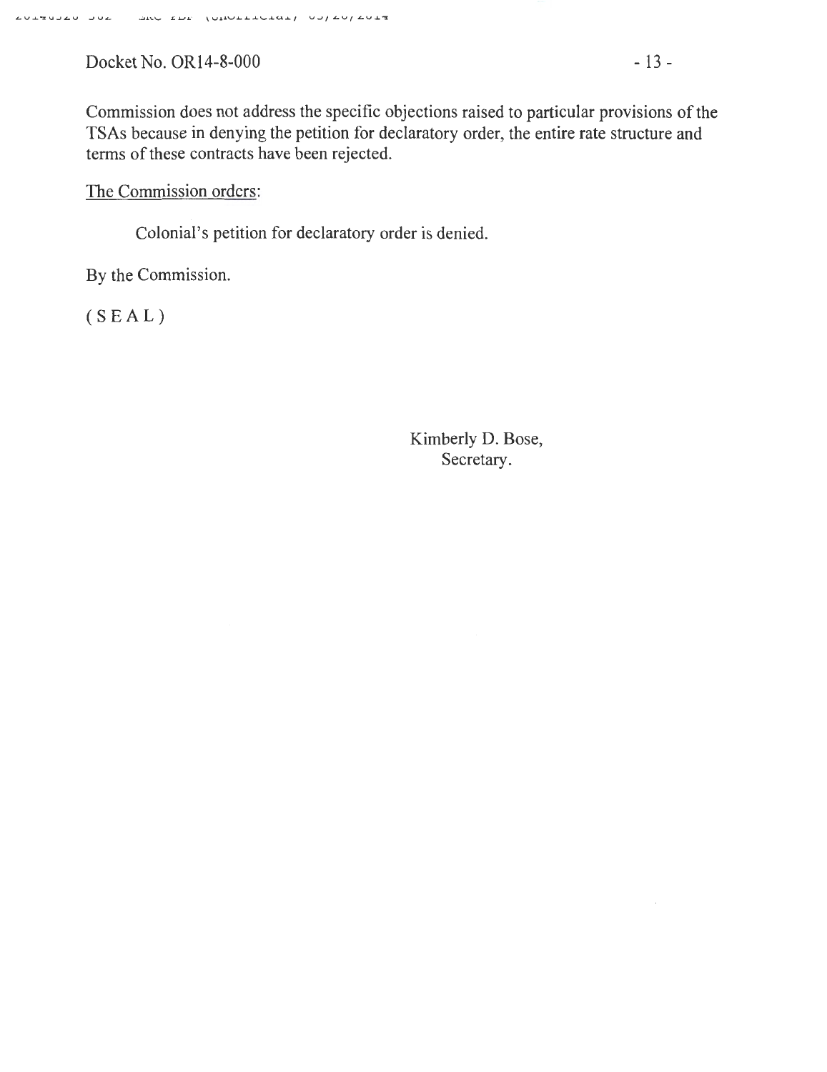Commission does not address the specific objections raised to particular provisions of the TSAs because in denying the petition for declaratory order, the entire rate structure and terms of these contracts have been rejected.

The Commission orders:

Colonial's petition for declaratory order is denied.

By the Commission.

( S E A L )

Kimberly D. Bose,
Secretary.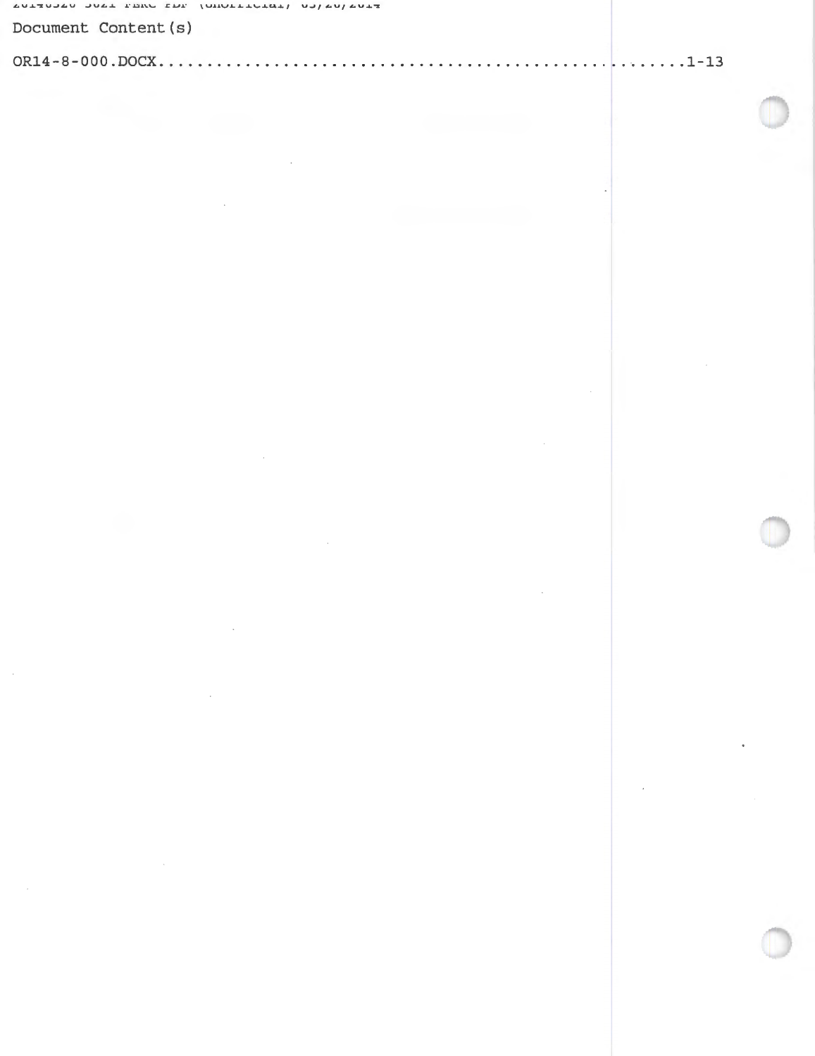Document Content(s)

OR14-8-000.DOCX.......................................................1-13